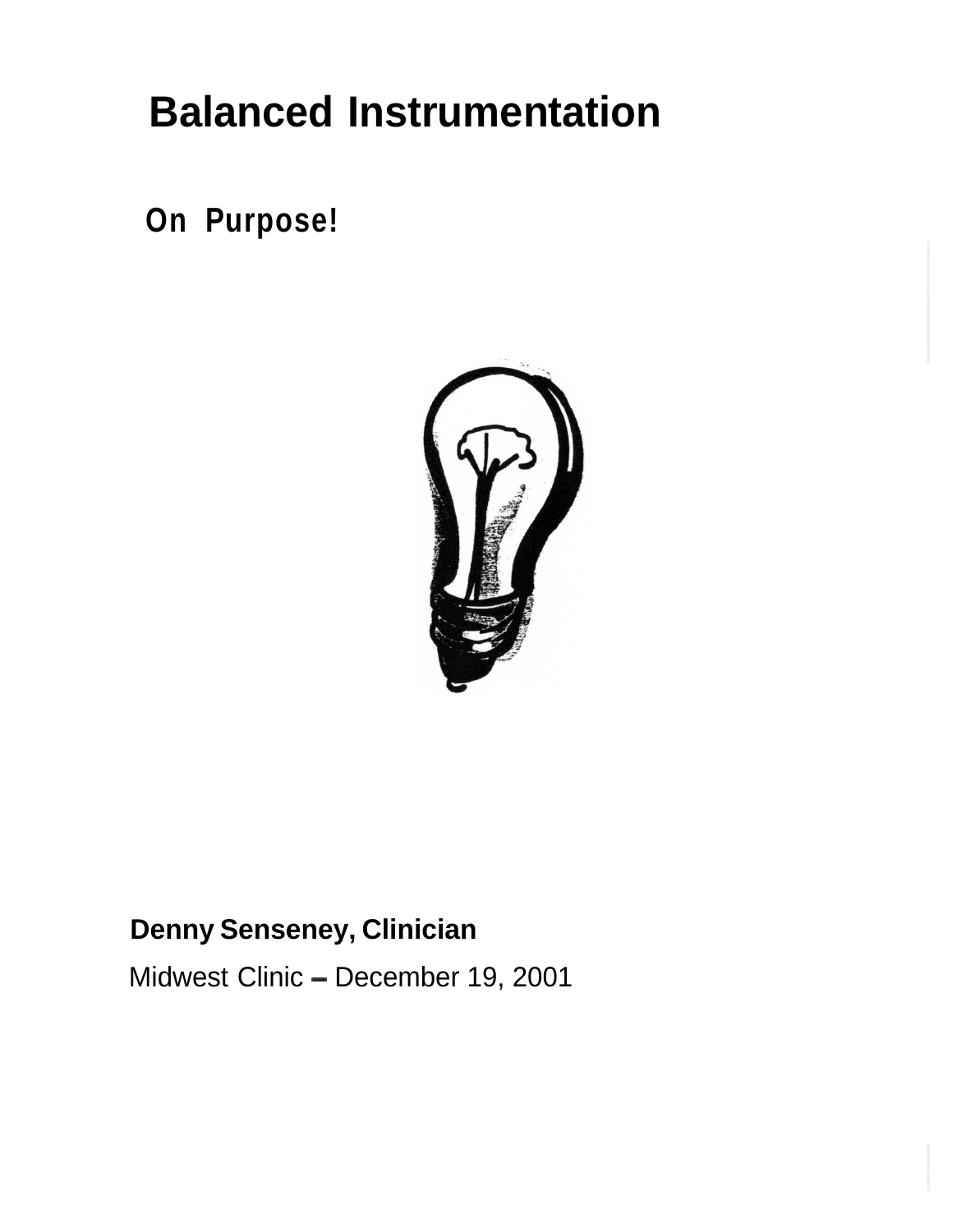# Balanced Instrumentation

## On Purpose!

**Denny Senseney, Clinician**

Midwest Clinic – December 19, 2001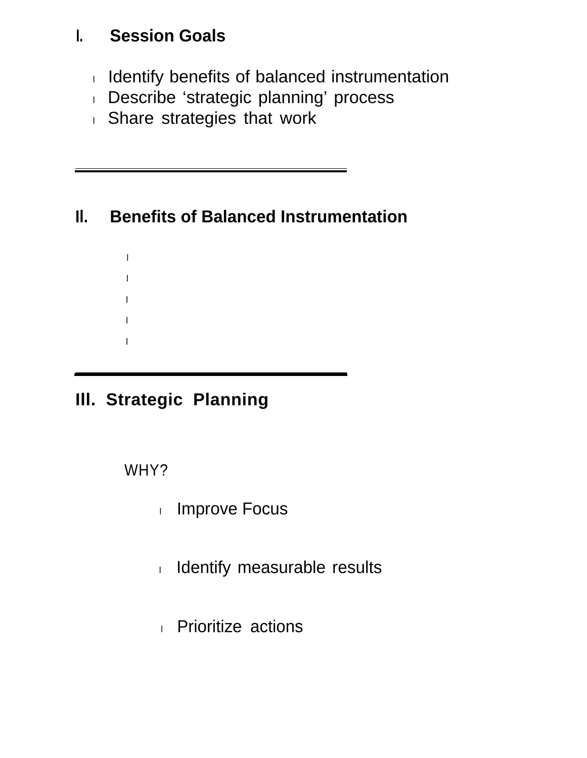## I. Session Goals

- Identify benefits of balanced instrumentation
- Describe 'strategic planning' process
- Share strategies that work

---

## II. Benefits of Balanced Instrumentation

-
-
-
-
-

---

## III. Strategic Planning

WHY?

- Improve Focus
- Identify measurable results
- Prioritize actions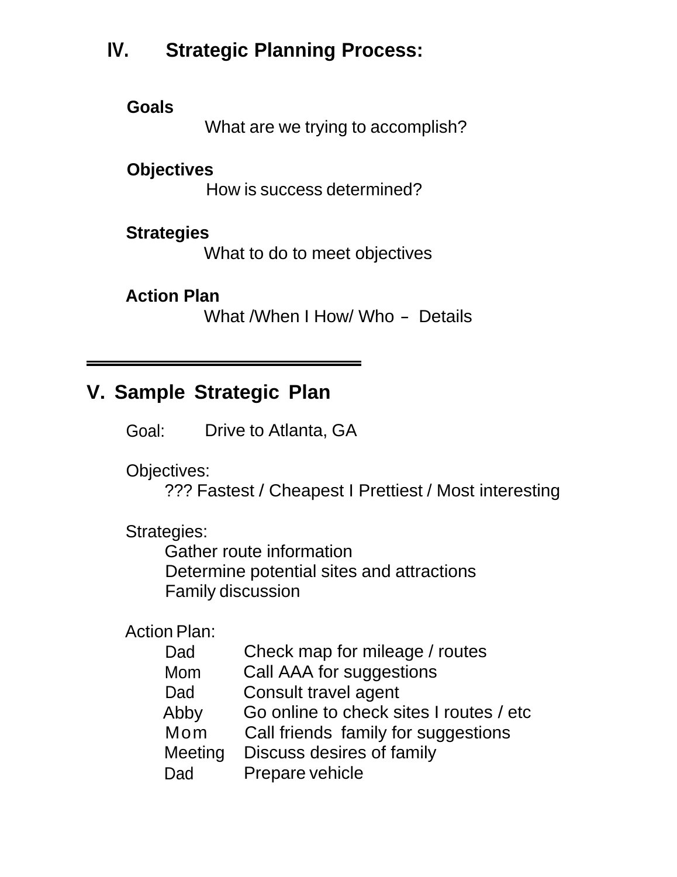## IV. Strategic Planning Process:

**Goals**

What are we trying to accomplish?

**Objectives**

How is success determined?

**Strategies**

What to do to meet objectives

**Action Plan**

What /When I How/ Who – Details

---

## V. Sample Strategic Plan

Goal: Drive to Atlanta, GA

Objectives:

??? Fastest / Cheapest I Prettiest / Most interesting

Strategies:

- Gather route information
- Determine potential sites and attractions
- Family discussion

Action Plan:

| | |
|---|---|
| Dad | Check map for mileage / routes |
| Mom | Call AAA for suggestions |
| Dad | Consult travel agent |
| Abby | Go online to check sites I routes / etc |
| Mom | Call friends family for suggestions |
| Meeting | Discuss desires of family |
| Dad | Prepare vehicle |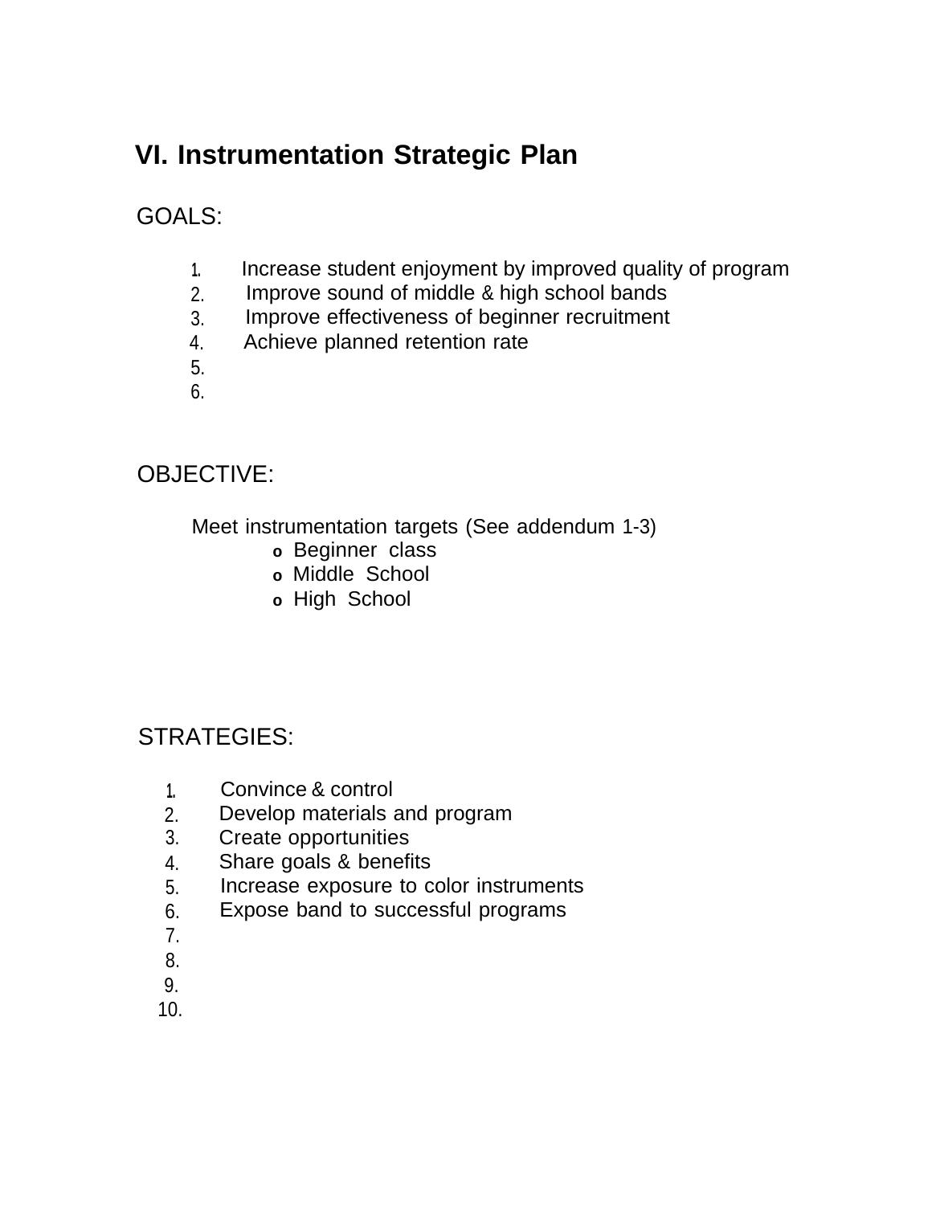# VI. Instrumentation Strategic Plan

GOALS:

1. Increase student enjoyment by improved quality of program
2. Improve sound of middle & high school bands
3. Improve effectiveness of beginner recruitment
4. Achieve planned retention rate
5. 
6. 

OBJECTIVE:

Meet instrumentation targets (See addendum 1-3)

- o Beginner class
- o Middle School
- o High School

STRATEGIES:

1. Convince & control
2. Develop materials and program
3. Create opportunities
4. Share goals & benefits
5. Increase exposure to color instruments
6. Expose band to successful programs
7. 
8. 
9. 
10.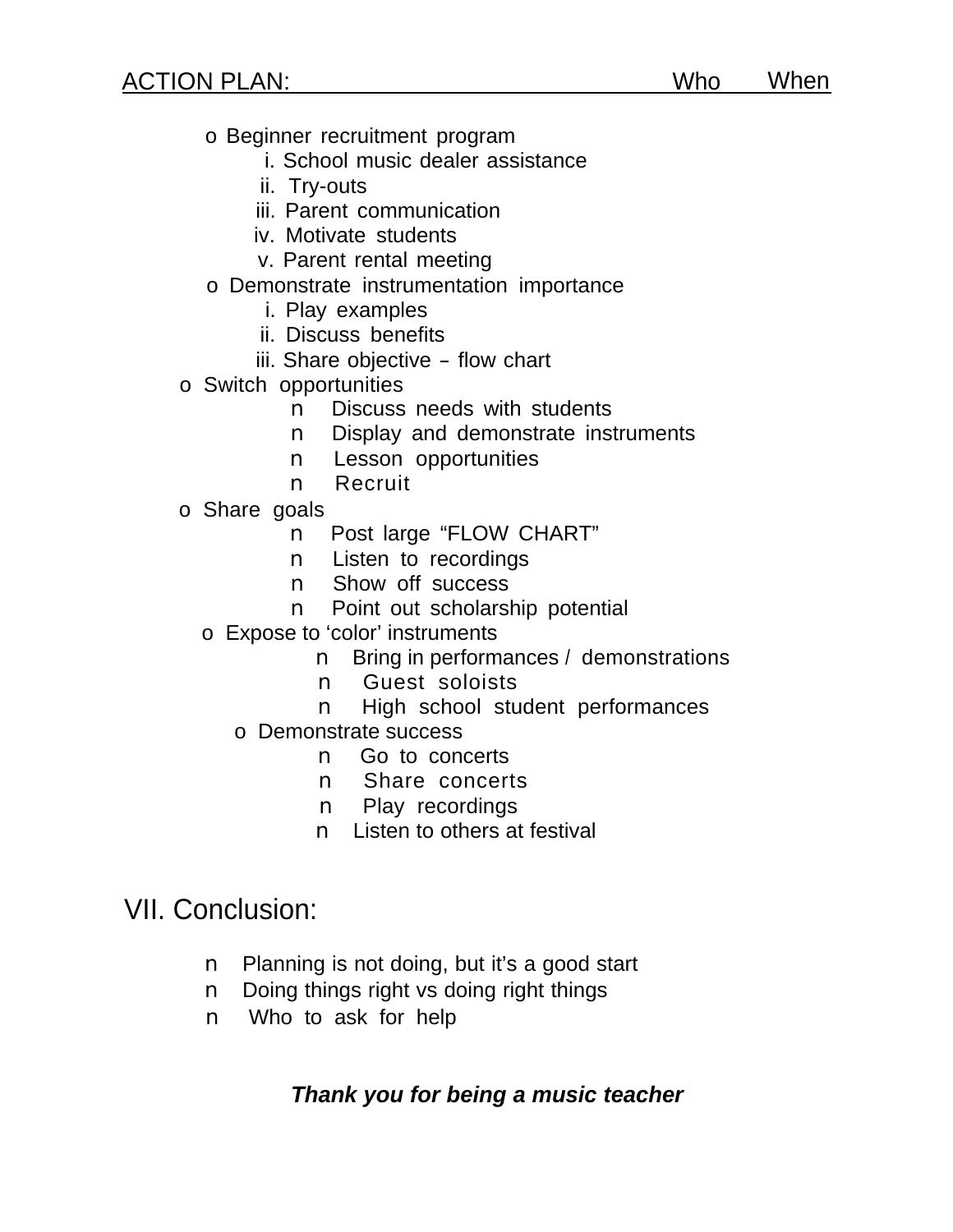ACTION PLAN: Who When

- o Beginner recruitment program
    - i. School music dealer assistance
    - ii. Try-outs
    - iii. Parent communication
    - iv. Motivate students
    - v. Parent rental meeting
- o Demonstrate instrumentation importance
    - i. Play examples
    - ii. Discuss benefits
    - iii. Share objective – flow chart
- o Switch opportunities
    - n Discuss needs with students
    - n Display and demonstrate instruments
    - n Lesson opportunities
    - n Recruit
- o Share goals
    - n Post large "FLOW CHART"
    - n Listen to recordings
    - n Show off success
    - n Point out scholarship potential
- o Expose to 'color' instruments
    - n Bring in performances / demonstrations
    - n Guest soloists
    - n High school student performances
- o Demonstrate success
    - n Go to concerts
    - n Share concerts
    - n Play recordings
    - n Listen to others at festival

## VII. Conclusion:

- n Planning is not doing, but it's a good start
- n Doing things right vs doing right things
- n Who to ask for help

***Thank you for being a music teacher***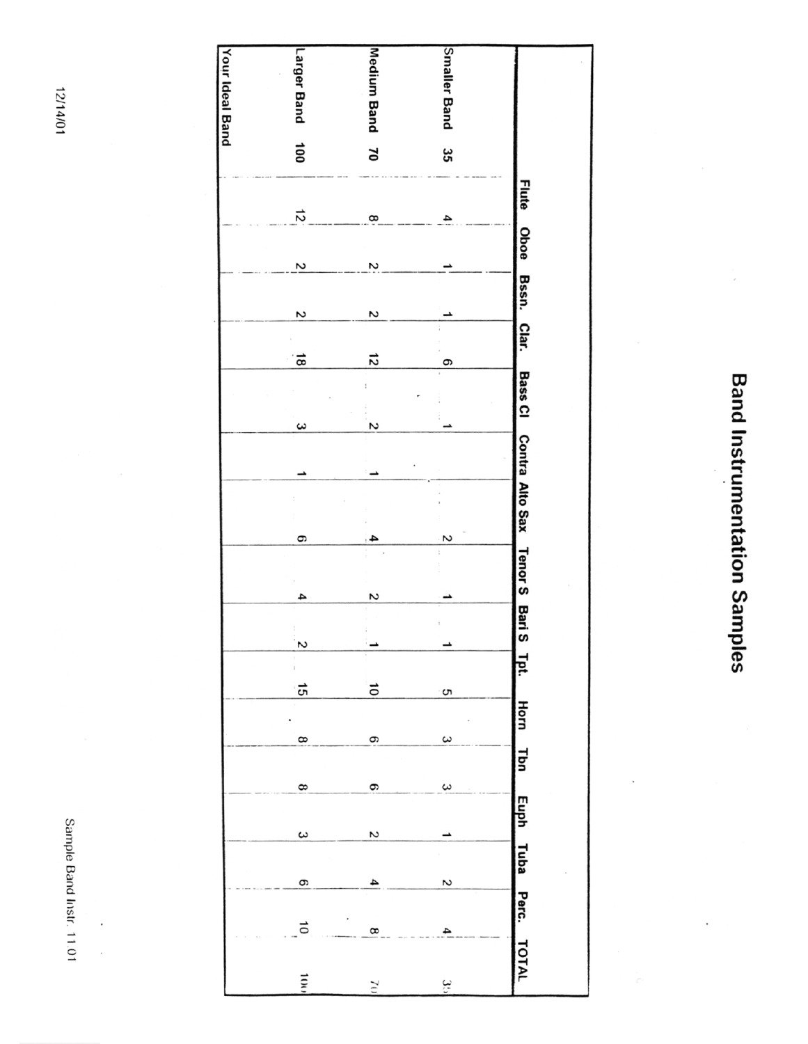# Band Instrumentation Samples

| | Flute | Oboe | Bssn. | Clar. | Bass Cl | Contra | Alto Sax | Tenor S | Bari S | Tpt. | Horn | Tbn | Euph | Tuba | Perc. | TOTAL |
|---|---|---|---|---|---|---|---|---|---|---|---|---|---|---|---|---|
| Smaller Band 35 | 4 | 1 | 1 | 6 | 1 | | 2 | 1 | 1 | 5 | 3 | 3 | 1 | 2 | 4 | 35 |
| Medium Band 70 | 8 | 2 | 2 | 12 | 2 | 1 | 4 | 2 | 1 | 10 | 6 | 6 | 2 | 4 | 8 | 70 |
| Larger Band 100 | 12 | 2 | 2 | 18 | 3 | 1 | 6 | 4 | 2 | 15 | 8 | 8 | 3 | 6 | 10 | 100 |
| Your Ideal Band | | | | | | | | | | | | | | | | |

12/14/01

Sample Band Instr. 11.01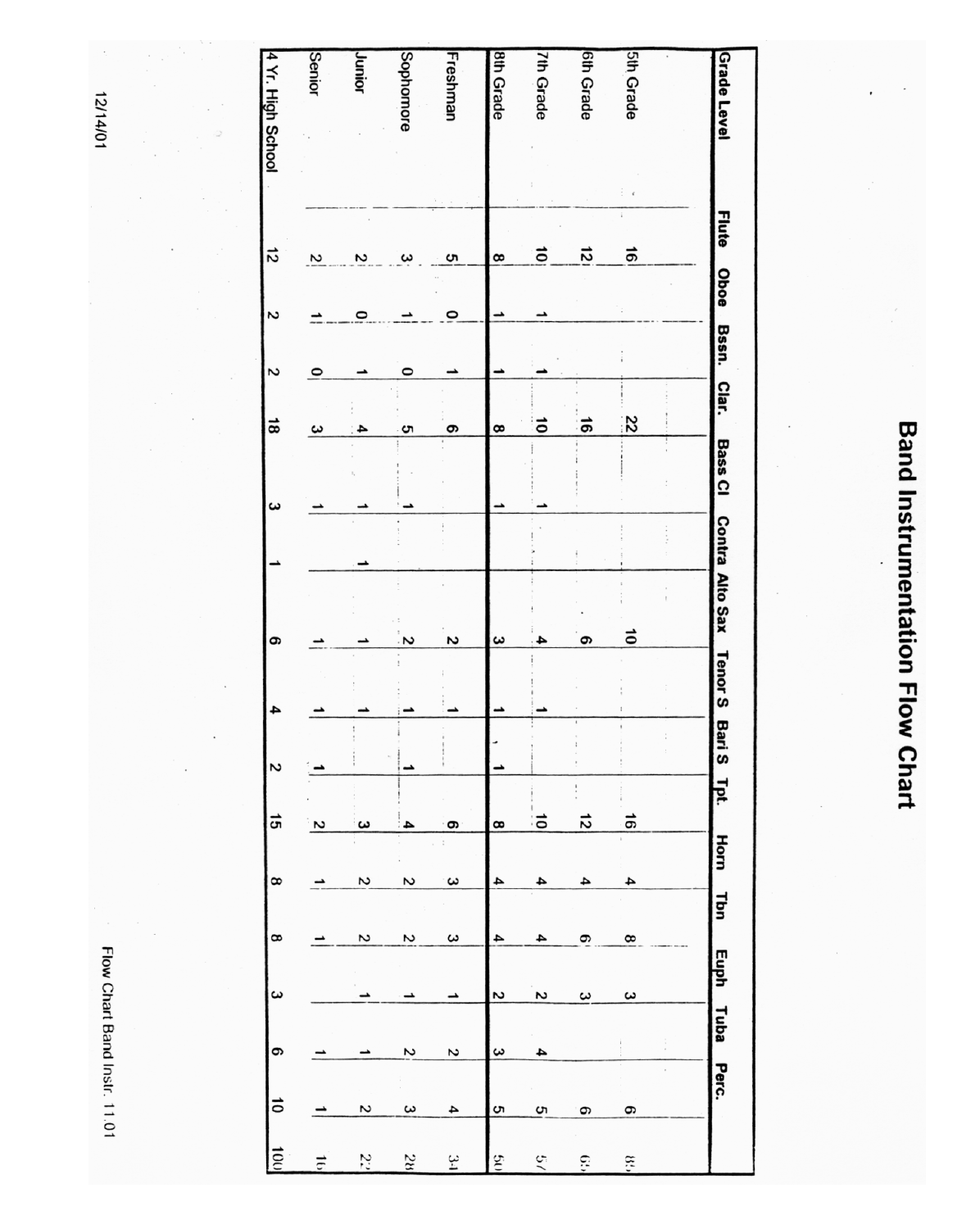# Band Instrumentation Flow Chart

| Grade Level | Flute | Oboe | Bssn. | Clar. | Bass Cl | Contra | Alto Sax | Tenor S | Bari S | Tpt. | Horn | Tbn | Euph | Tuba | Perc. | |
|---|---|---|---|---|---|---|---|---|---|---|---|---|---|---|---|---|
| 5th Grade | 16 | | | 22 | | | 10 | | | 16 | 4 | 8 | 3 | | 6 | 85 |
| 6th Grade | 12 | | | 16 | | | 6 | | | 12 | 4 | 6 | 3 | | 6 | 65 |
| 7th Grade | 10 | 1 | 1 | 10 | 1 | | 4 | 1 | | 10 | 4 | 4 | 2 | 4 | 5 | 57 |
| 8th Grade | 8 | 1 | 1 | 8 | 1 | | 3 | 1 | 1 | 8 | 4 | 4 | 2 | 3 | 5 | 50 |
| Freshman | 5 | 0 | 1 | 6 | | | 2 | 1 | | 6 | 3 | 3 | 1 | 2 | 4 | 34 |
| Sophomore | 3 | 1 | 0 | 5 | 1 | | 2 | 1 | 1 | 4 | 2 | 2 | 1 | 2 | 3 | 28 |
| Junior | 2 | 0 | 1 | 4 | 1 | 1 | 1 | 1 | | 3 | 2 | 2 | 1 | 1 | 2 | 22 |
| Senior | 2 | 1 | 0 | 3 | 1 | | 1 | 1 | 1 | 2 | 1 | 1 | | 1 | 1 | 16 |
| 4 Yr. High School | 12 | 2 | 2 | 18 | 3 | 1 | 6 | 4 | 2 | 15 | 8 | 8 | 3 | 6 | 10 | 100 |